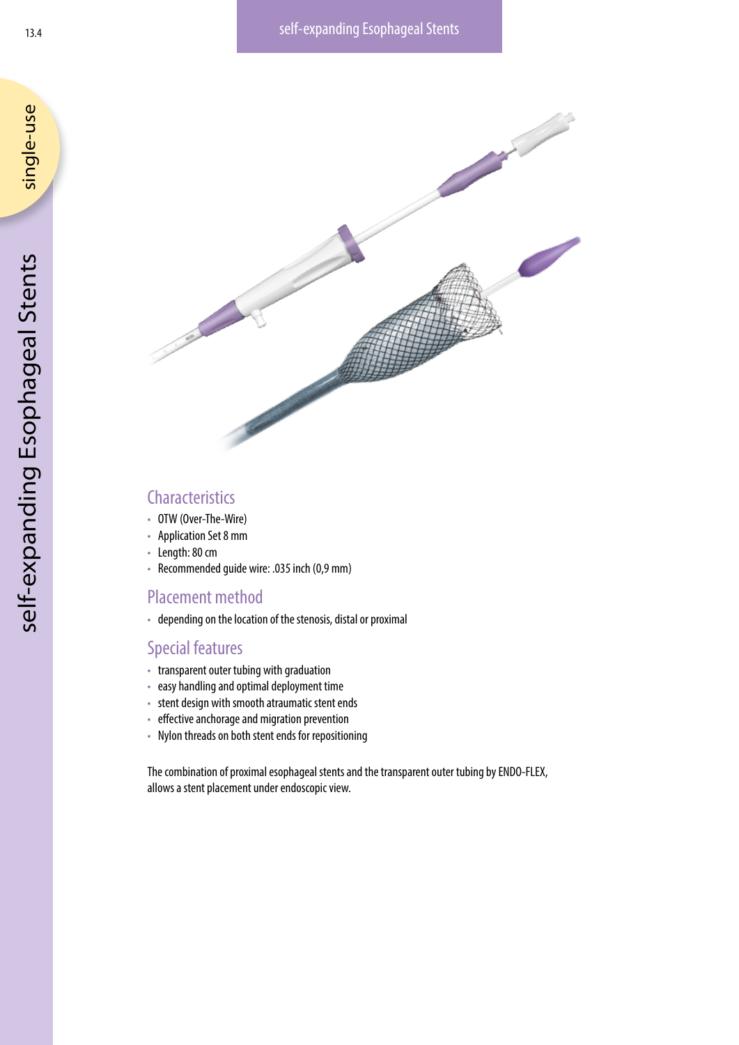## Characteristics

- OTW (Over-The-Wire)
- Application Set 8 mm
- Length: 80 cm
- Recommended guide wire: .035 inch (0,9 mm)

## Placement method

- depending on the location of the stenosis, distal or proximal

## Special features

- transparent outer tubing with graduation
- easy handling and optimal deployment time
- stent design with smooth atraumatic stent ends
- effective anchorage and migration prevention
- Nylon threads on both stent ends for repositioning

The combination of proximal esophageal stents and the transparent outer tubing by ENDO-FLEX, allows a stent placement under endoscopic view.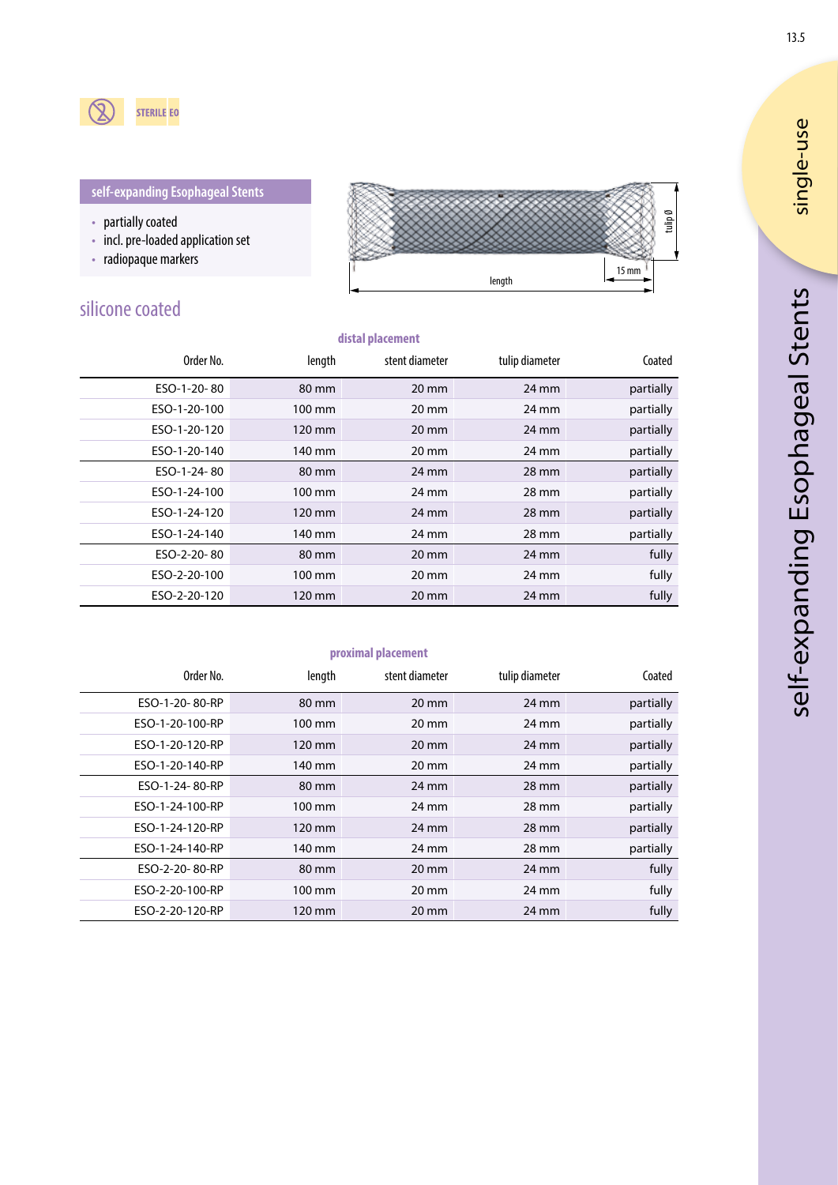STERILE EO

## self-expanding Esophageal Stents

- partially coated
- incl. pre-loaded application set
- radiopaque markers

tulip Ø

15 mm

length

## silicone coated

### distal placement

| Order No. | length | stent diameter | tulip diameter | Coated |
|---|---|---|---|---|
| ESO-1-20- 80 | 80 mm | 20 mm | 24 mm | partially |
| ESO-1-20-100 | 100 mm | 20 mm | 24 mm | partially |
| ESO-1-20-120 | 120 mm | 20 mm | 24 mm | partially |
| ESO-1-20-140 | 140 mm | 20 mm | 24 mm | partially |
| ESO-1-24- 80 | 80 mm | 24 mm | 28 mm | partially |
| ESO-1-24-100 | 100 mm | 24 mm | 28 mm | partially |
| ESO-1-24-120 | 120 mm | 24 mm | 28 mm | partially |
| ESO-1-24-140 | 140 mm | 24 mm | 28 mm | partially |
| ESO-2-20- 80 | 80 mm | 20 mm | 24 mm | fully |
| ESO-2-20-100 | 100 mm | 20 mm | 24 mm | fully |
| ESO-2-20-120 | 120 mm | 20 mm | 24 mm | fully |

### proximal placement

| Order No. | length | stent diameter | tulip diameter | Coated |
|---|---|---|---|---|
| ESO-1-20- 80-RP | 80 mm | 20 mm | 24 mm | partially |
| ESO-1-20-100-RP | 100 mm | 20 mm | 24 mm | partially |
| ESO-1-20-120-RP | 120 mm | 20 mm | 24 mm | partially |
| ESO-1-20-140-RP | 140 mm | 20 mm | 24 mm | partially |
| ESO-1-24- 80-RP | 80 mm | 24 mm | 28 mm | partially |
| ESO-1-24-100-RP | 100 mm | 24 mm | 28 mm | partially |
| ESO-1-24-120-RP | 120 mm | 24 mm | 28 mm | partially |
| ESO-1-24-140-RP | 140 mm | 24 mm | 28 mm | partially |
| ESO-2-20- 80-RP | 80 mm | 20 mm | 24 mm | fully |
| ESO-2-20-100-RP | 100 mm | 20 mm | 24 mm | fully |
| ESO-2-20-120-RP | 120 mm | 20 mm | 24 mm | fully |